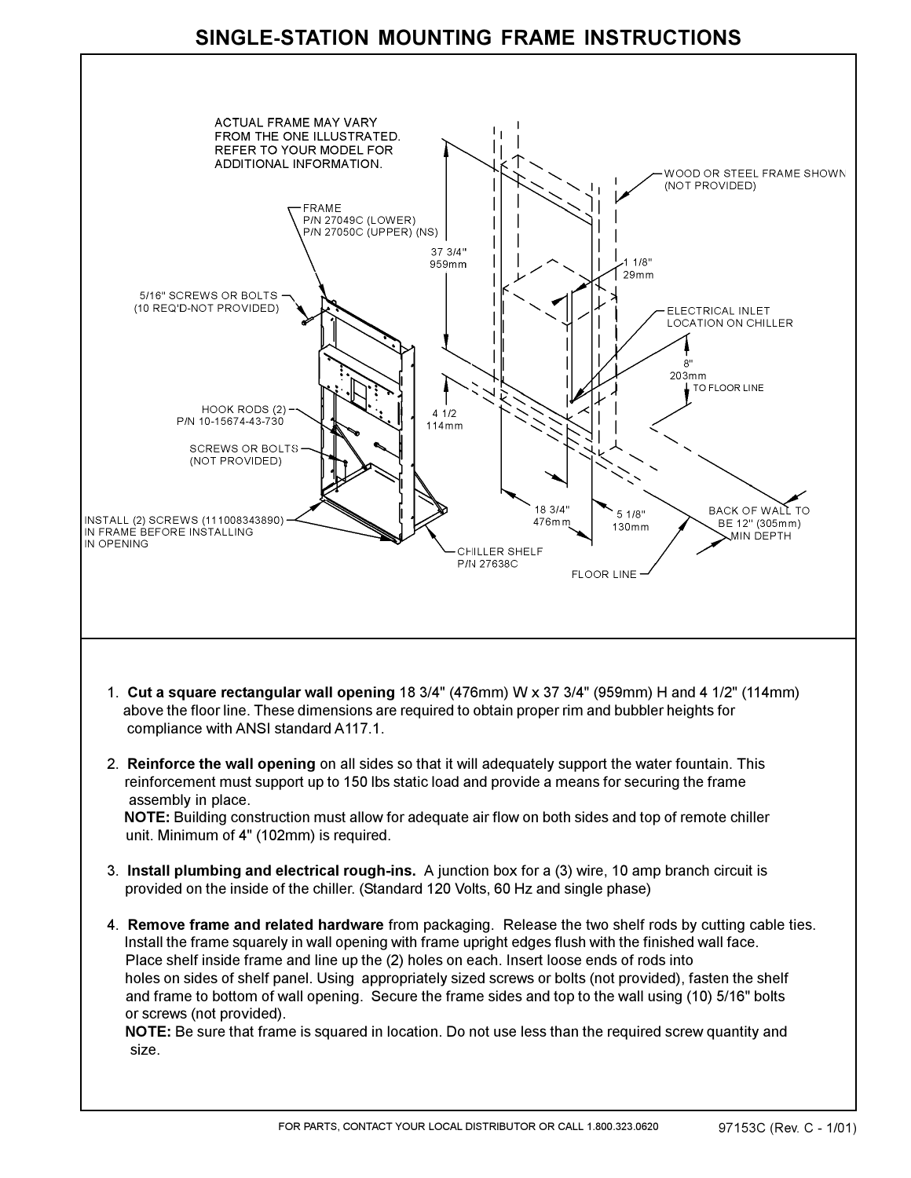# SINGLE-STATION MOUNTING FRAME INSTRUCTIONS

ACTUAL FRAME MAY VARY FROM THE ONE ILLUSTRATED. REFER TO YOUR MODEL FOR ADDITIONAL INFORMATION.

FRAME
P/N 27049C (LOWER)
P/N 27050C (UPPER) (NS)

5/16" SCREWS OR BOLTS (10 REQ'D-NOT PROVIDED)

HOOK RODS (2) P/N 10-15674-43-730

SCREWS OR BOLTS (NOT PROVIDED)

INSTALL (2) SCREWS (111008343890) IN FRAME BEFORE INSTALLING IN OPENING

CHILLER SHELF P/N 27638C

37 3/4" 959mm

4 1/2 114mm

18 3/4" 476mm

5 1/8" 130mm

1 1/8" 29mm

WOOD OR STEEL FRAME SHOWN (NOT PROVIDED)

ELECTRICAL INLET LOCATION ON CHILLER

8" 203mm TO FLOOR LINE

BACK OF WALL TO BE 12" (305mm) MIN DEPTH

FLOOR LINE

1. **Cut a square rectangular wall opening** 18 3/4" (476mm) W x 37 3/4" (959mm) H and 4 1/2" (114mm) above the floor line. These dimensions are required to obtain proper rim and bubbler heights for compliance with ANSI standard A117.1.

2. **Reinforce the wall opening** on all sides so that it will adequately support the water fountain. This reinforcement must support up to 150 lbs static load and provide a means for securing the frame assembly in place.
   **NOTE:** Building construction must allow for adequate air flow on both sides and top of remote chiller unit. Minimum of 4" (102mm) is required.

3. **Install plumbing and electrical rough-ins.** A junction box for a (3) wire, 10 amp branch circuit is provided on the inside of the chiller. (Standard 120 Volts, 60 Hz and single phase)

4. **Remove frame and related hardware** from packaging. Release the two shelf rods by cutting cable ties. Install the frame squarely in wall opening with frame upright edges flush with the finished wall face. Place shelf inside frame and line up the (2) holes on each. Insert loose ends of rods into holes on sides of shelf panel. Using appropriately sized screws or bolts (not provided), fasten the shelf and frame to bottom of wall opening. Secure the frame sides and top to the wall using (10) 5/16" bolts or screws (not provided).
   **NOTE:** Be sure that frame is squared in location. Do not use less than the required screw quantity and size.

FOR PARTS, CONTACT YOUR LOCAL DISTRIBUTOR OR CALL 1.800.323.0620

97153C (Rev. C - 1/01)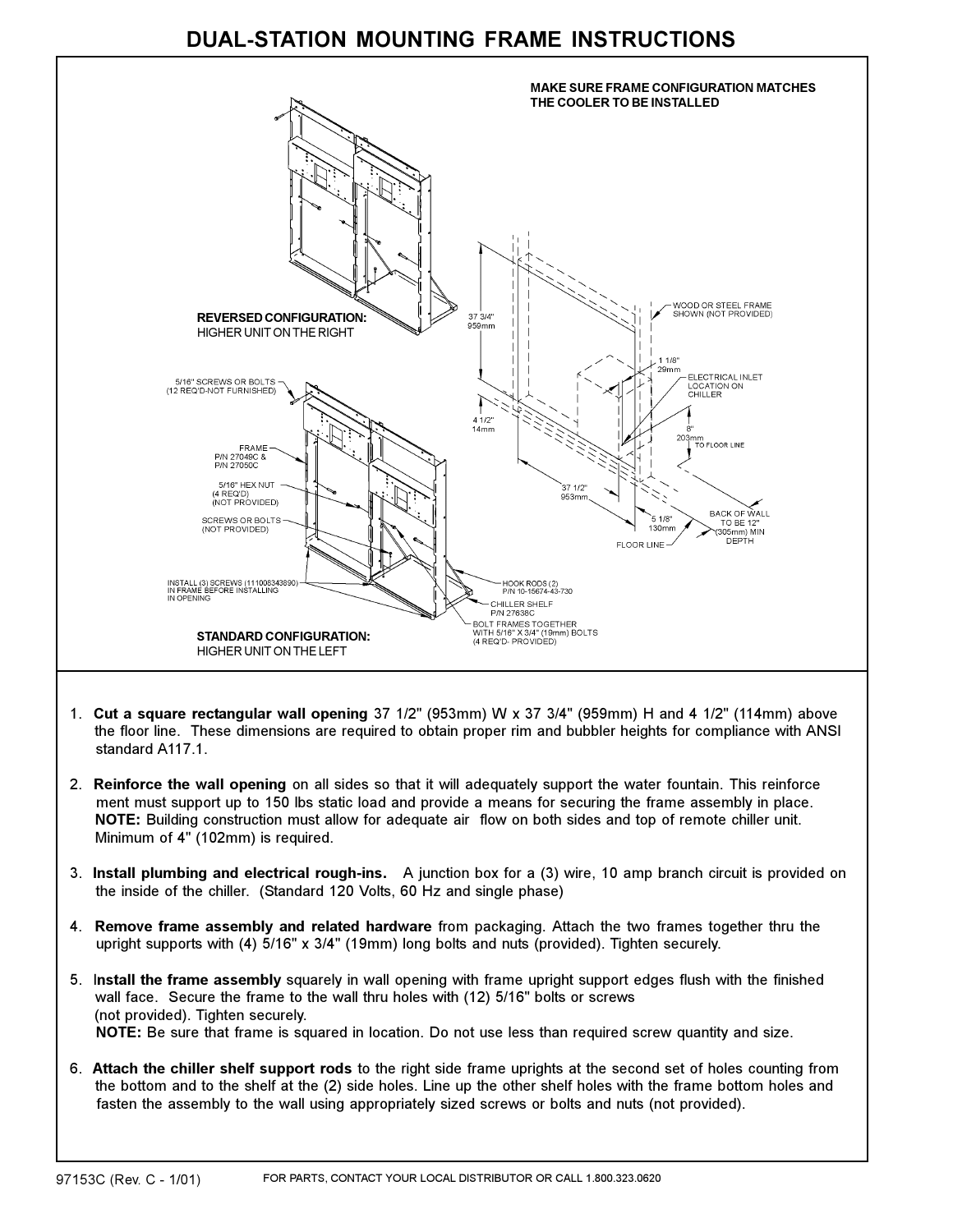# DUAL-STATION MOUNTING FRAME INSTRUCTIONS

MAKE SURE FRAME CONFIGURATION MATCHES THE COOLER TO BE INSTALLED

**REVERSED CONFIGURATION:**
HIGHER UNIT ON THE RIGHT

5/16" SCREWS OR BOLTS (12 REQ'D-NOT FURNISHED)

FRAME P/N 27049C & P/N 27050C

5/16" HEX NUT (4 REQ'D) (NOT PROVIDED)

SCREWS OR BOLTS (NOT PROVIDED)

INSTALL (3) SCREWS (111008343890) IN FRAME BEFORE INSTALLING IN OPENING

HOOK RODS (2) P/N 10-15674-43-730

CHILLER SHELF P/N 27638C

BOLT FRAMES TOGETHER WITH 5/16" X 3/4" (19mm) BOLTS (4 REQ'D- PROVIDED)

**STANDARD CONFIGURATION:**
HIGHER UNIT ON THE LEFT

37 3/4" 959mm

4 1/2" 14mm

37 1/2" 953mm

5 1/8" 130mm

FLOOR LINE

WOOD OR STEEL FRAME SHOWN (NOT PROVIDED)

1 1/8" 29mm

ELECTRICAL INLET LOCATION ON CHILLER

8" 203mm TO FLOOR LINE

BACK OF WALL TO BE 12" (305mm) MIN DEPTH

1. **Cut a square rectangular wall opening** 37 1/2" (953mm) W x 37 3/4" (959mm) H and 4 1/2" (114mm) above the floor line. These dimensions are required to obtain proper rim and bubbler heights for compliance with ANSI standard A117.1.

2. **Reinforce the wall opening** on all sides so that it will adequately support the water fountain. This reinforce ment must support up to 150 lbs static load and provide a means for securing the frame assembly in place. **NOTE:** Building construction must allow for adequate air flow on both sides and top of remote chiller unit. Minimum of 4" (102mm) is required.

3. **Install plumbing and electrical rough-ins.** A junction box for a (3) wire, 10 amp branch circuit is provided on the inside of the chiller. (Standard 120 Volts, 60 Hz and single phase)

4. **Remove frame assembly and related hardware** from packaging. Attach the two frames together thru the upright supports with (4) 5/16" x 3/4" (19mm) long bolts and nuts (provided). Tighten securely.

5. **Install the frame assembly** squarely in wall opening with frame upright support edges flush with the finished wall face. Secure the frame to the wall thru holes with (12) 5/16" bolts or screws (not provided). Tighten securely.
   **NOTE:** Be sure that frame is squared in location. Do not use less than required screw quantity and size.

6. **Attach the chiller shelf support rods** to the right side frame uprights at the second set of holes counting from the bottom and to the shelf at the (2) side holes. Line up the other shelf holes with the frame bottom holes and fasten the assembly to the wall using appropriately sized screws or bolts and nuts (not provided).

97153C (Rev. C - 1/01)

FOR PARTS, CONTACT YOUR LOCAL DISTRIBUTOR OR CALL 1.800.323.0620